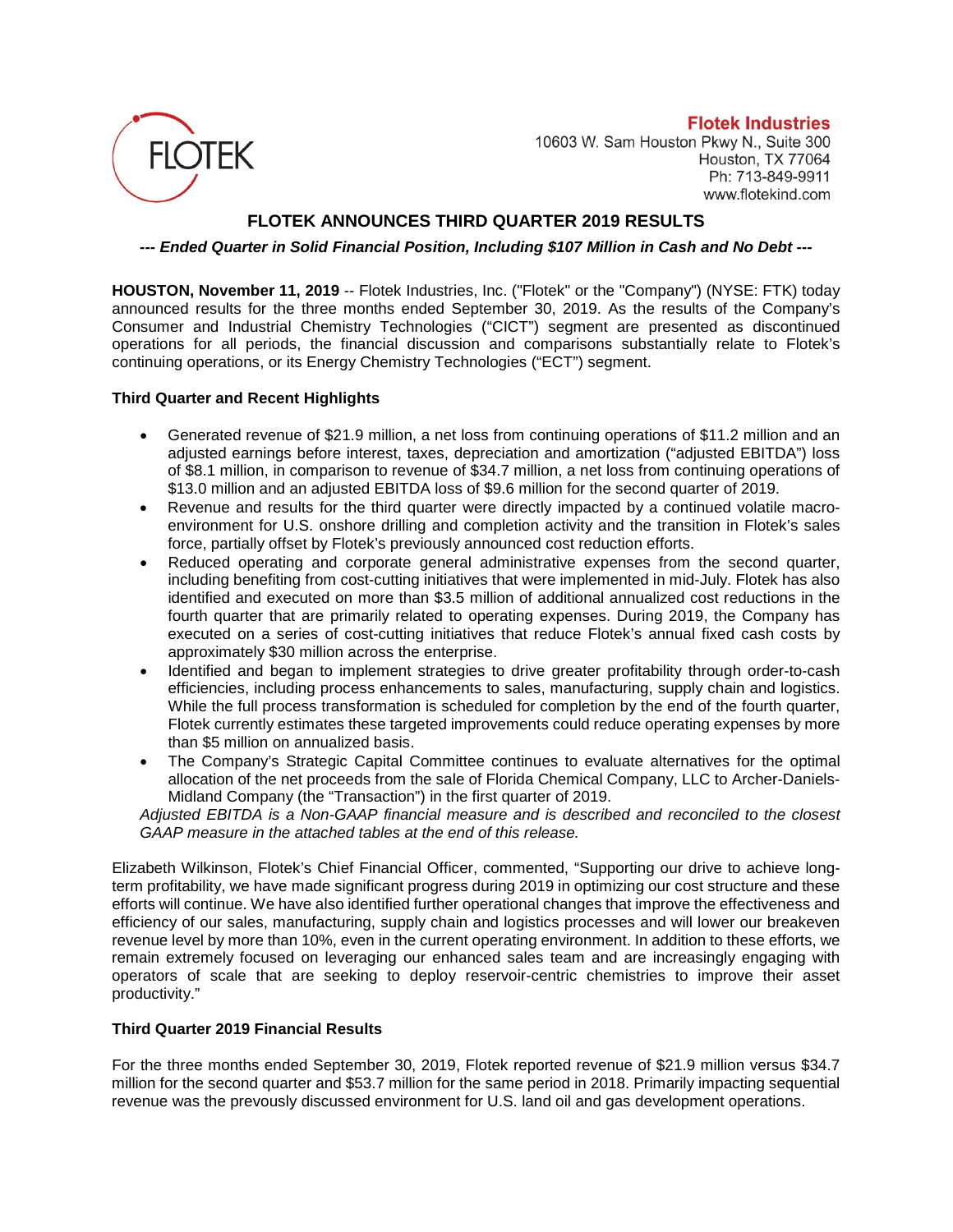**Flotek Industries**
10603 W. Sam Houston Pkwy N., Suite 300
Houston, TX 77064
Ph: 713-849-9911
www.flotekind.com

# FLOTEK ANNOUNCES THIRD QUARTER 2019 RESULTS

***--- Ended Quarter in Solid Financial Position, Including $107 Million in Cash and No Debt ---***

**HOUSTON, November 11, 2019** -- Flotek Industries, Inc. ("Flotek" or the "Company") (NYSE: FTK) today announced results for the three months ended September 30, 2019. As the results of the Company's Consumer and Industrial Chemistry Technologies ("CICT") segment are presented as discontinued operations for all periods, the financial discussion and comparisons substantially relate to Flotek's continuing operations, or its Energy Chemistry Technologies ("ECT") segment.

### Third Quarter and Recent Highlights

- Generated revenue of $21.9 million, a net loss from continuing operations of $11.2 million and an adjusted earnings before interest, taxes, depreciation and amortization ("adjusted EBITDA") loss of $8.1 million, in comparison to revenue of $34.7 million, a net loss from continuing operations of $13.0 million and an adjusted EBITDA loss of $9.6 million for the second quarter of 2019.
- Revenue and results for the third quarter were directly impacted by a continued volatile macro-environment for U.S. onshore drilling and completion activity and the transition in Flotek's sales force, partially offset by Flotek's previously announced cost reduction efforts.
- Reduced operating and corporate general administrative expenses from the second quarter, including benefiting from cost-cutting initiatives that were implemented in mid-July. Flotek has also identified and executed on more than $3.5 million of additional annualized cost reductions in the fourth quarter that are primarily related to operating expenses. During 2019, the Company has executed on a series of cost-cutting initiatives that reduce Flotek's annual fixed cash costs by approximately $30 million across the enterprise.
- Identified and began to implement strategies to drive greater profitability through order-to-cash efficiencies, including process enhancements to sales, manufacturing, supply chain and logistics. While the full process transformation is scheduled for completion by the end of the fourth quarter, Flotek currently estimates these targeted improvements could reduce operating expenses by more than $5 million on annualized basis.
- The Company's Strategic Capital Committee continues to evaluate alternatives for the optimal allocation of the net proceeds from the sale of Florida Chemical Company, LLC to Archer-Daniels-Midland Company (the "Transaction") in the first quarter of 2019.

*Adjusted EBITDA is a Non-GAAP financial measure and is described and reconciled to the closest GAAP measure in the attached tables at the end of this release.*

Elizabeth Wilkinson, Flotek's Chief Financial Officer, commented, "Supporting our drive to achieve long-term profitability, we have made significant progress during 2019 in optimizing our cost structure and these efforts will continue. We have also identified further operational changes that improve the effectiveness and efficiency of our sales, manufacturing, supply chain and logistics processes and will lower our breakeven revenue level by more than 10%, even in the current operating environment. In addition to these efforts, we remain extremely focused on leveraging our enhanced sales team and are increasingly engaging with operators of scale that are seeking to deploy reservoir-centric chemistries to improve their asset productivity."

### Third Quarter 2019 Financial Results

For the three months ended September 30, 2019, Flotek reported revenue of $21.9 million versus $34.7 million for the second quarter and $53.7 million for the same period in 2018. Primarily impacting sequential revenue was the prevously discussed environment for U.S. land oil and gas development operations.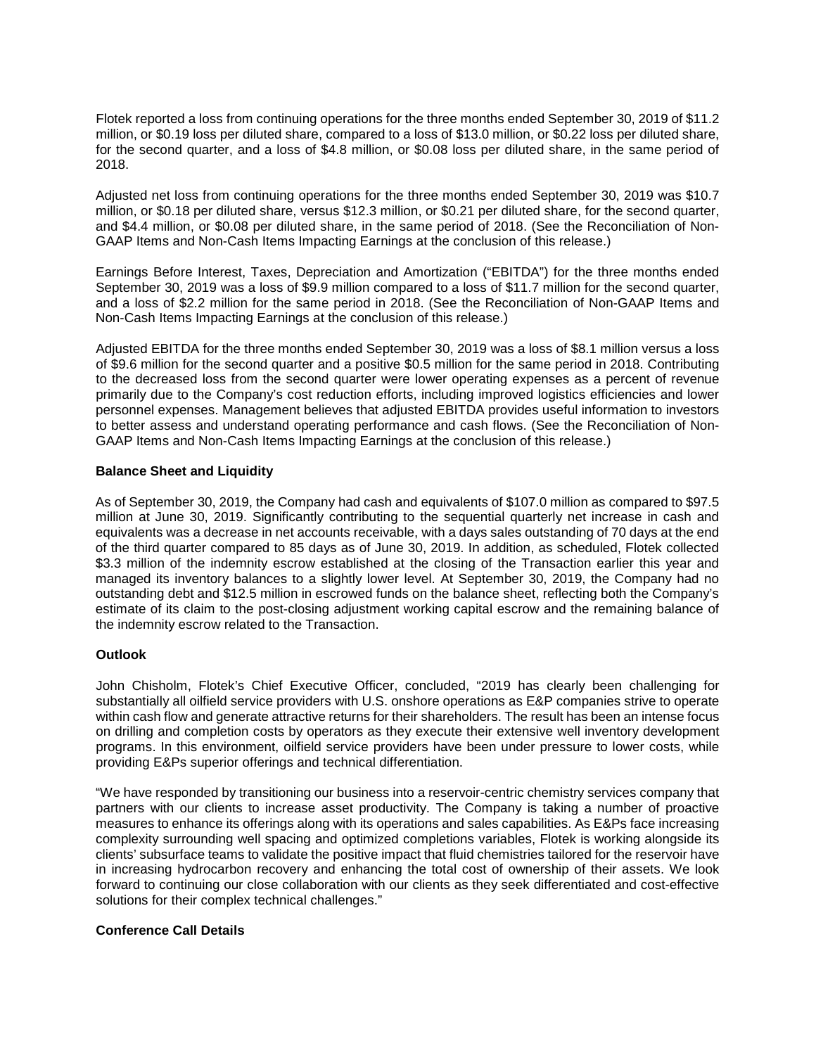Flotek reported a loss from continuing operations for the three months ended September 30, 2019 of $11.2 million, or $0.19 loss per diluted share, compared to a loss of $13.0 million, or $0.22 loss per diluted share, for the second quarter, and a loss of $4.8 million, or $0.08 loss per diluted share, in the same period of 2018.

Adjusted net loss from continuing operations for the three months ended September 30, 2019 was $10.7 million, or $0.18 per diluted share, versus $12.3 million, or $0.21 per diluted share, for the second quarter, and $4.4 million, or $0.08 per diluted share, in the same period of 2018. (See the Reconciliation of Non-GAAP Items and Non-Cash Items Impacting Earnings at the conclusion of this release.)

Earnings Before Interest, Taxes, Depreciation and Amortization ("EBITDA") for the three months ended September 30, 2019 was a loss of $9.9 million compared to a loss of $11.7 million for the second quarter, and a loss of $2.2 million for the same period in 2018. (See the Reconciliation of Non-GAAP Items and Non-Cash Items Impacting Earnings at the conclusion of this release.)

Adjusted EBITDA for the three months ended September 30, 2019 was a loss of $8.1 million versus a loss of $9.6 million for the second quarter and a positive $0.5 million for the same period in 2018. Contributing to the decreased loss from the second quarter were lower operating expenses as a percent of revenue primarily due to the Company's cost reduction efforts, including improved logistics efficiencies and lower personnel expenses. Management believes that adjusted EBITDA provides useful information to investors to better assess and understand operating performance and cash flows. (See the Reconciliation of Non-GAAP Items and Non-Cash Items Impacting Earnings at the conclusion of this release.)

**Balance Sheet and Liquidity**

As of September 30, 2019, the Company had cash and equivalents of $107.0 million as compared to $97.5 million at June 30, 2019. Significantly contributing to the sequential quarterly net increase in cash and equivalents was a decrease in net accounts receivable, with a days sales outstanding of 70 days at the end of the third quarter compared to 85 days as of June 30, 2019. In addition, as scheduled, Flotek collected $3.3 million of the indemnity escrow established at the closing of the Transaction earlier this year and managed its inventory balances to a slightly lower level. At September 30, 2019, the Company had no outstanding debt and $12.5 million in escrowed funds on the balance sheet, reflecting both the Company's estimate of its claim to the post-closing adjustment working capital escrow and the remaining balance of the indemnity escrow related to the Transaction.

**Outlook**

John Chisholm, Flotek's Chief Executive Officer, concluded, "2019 has clearly been challenging for substantially all oilfield service providers with U.S. onshore operations as E&P companies strive to operate within cash flow and generate attractive returns for their shareholders. The result has been an intense focus on drilling and completion costs by operators as they execute their extensive well inventory development programs. In this environment, oilfield service providers have been under pressure to lower costs, while providing E&Ps superior offerings and technical differentiation.

"We have responded by transitioning our business into a reservoir-centric chemistry services company that partners with our clients to increase asset productivity. The Company is taking a number of proactive measures to enhance its offerings along with its operations and sales capabilities. As E&Ps face increasing complexity surrounding well spacing and optimized completions variables, Flotek is working alongside its clients' subsurface teams to validate the positive impact that fluid chemistries tailored for the reservoir have in increasing hydrocarbon recovery and enhancing the total cost of ownership of their assets. We look forward to continuing our close collaboration with our clients as they seek differentiated and cost-effective solutions for their complex technical challenges."

**Conference Call Details**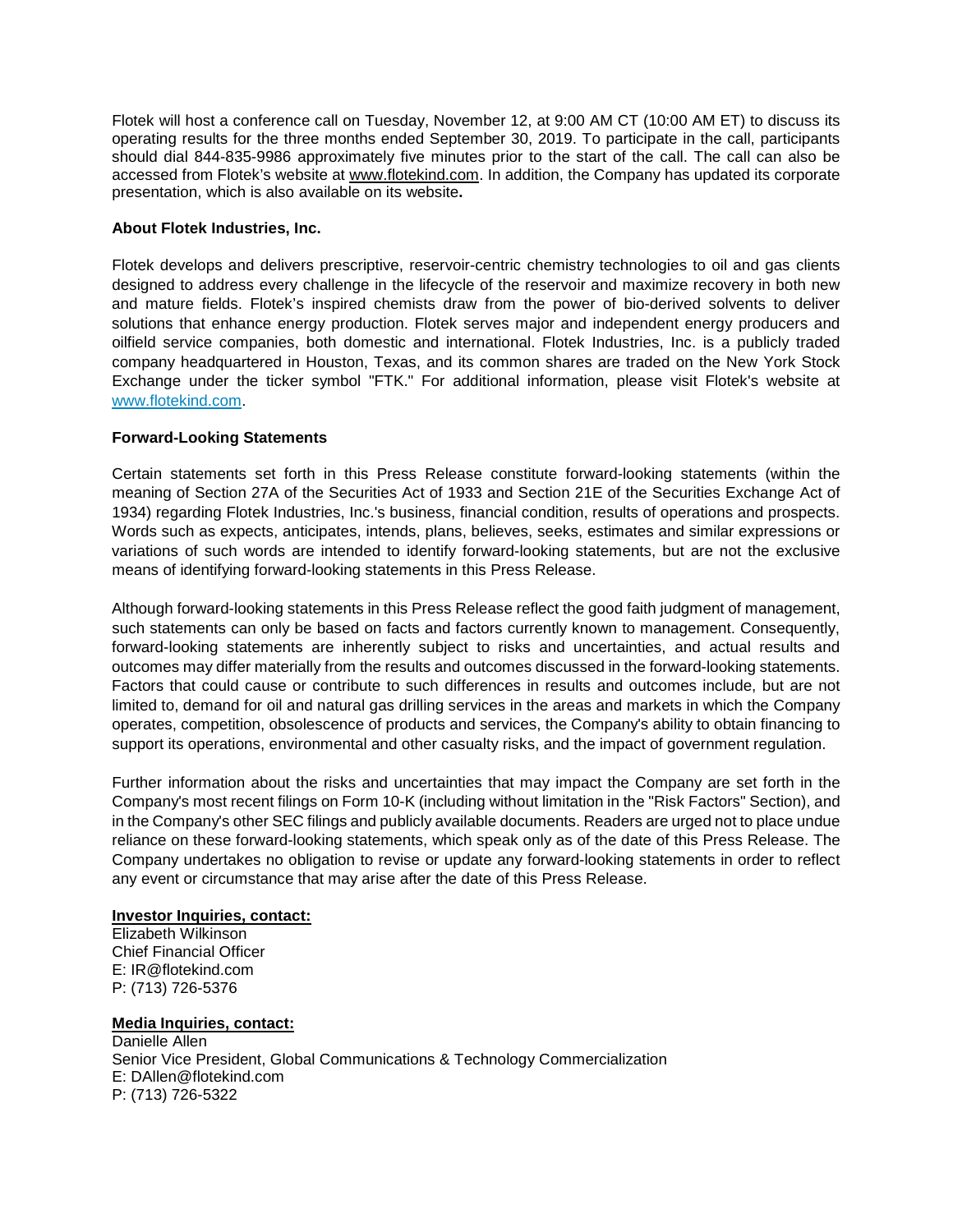Flotek will host a conference call on Tuesday, November 12, at 9:00 AM CT (10:00 AM ET) to discuss its operating results for the three months ended September 30, 2019. To participate in the call, participants should dial 844-835-9986 approximately five minutes prior to the start of the call. The call can also be accessed from Flotek's website at www.flotekind.com. In addition, the Company has updated its corporate presentation, which is also available on its website**.**

**About Flotek Industries, Inc.**

Flotek develops and delivers prescriptive, reservoir-centric chemistry technologies to oil and gas clients designed to address every challenge in the lifecycle of the reservoir and maximize recovery in both new and mature fields. Flotek's inspired chemists draw from the power of bio-derived solvents to deliver solutions that enhance energy production. Flotek serves major and independent energy producers and oilfield service companies, both domestic and international. Flotek Industries, Inc. is a publicly traded company headquartered in Houston, Texas, and its common shares are traded on the New York Stock Exchange under the ticker symbol "FTK." For additional information, please visit Flotek's website at www.flotekind.com.

**Forward-Looking Statements**

Certain statements set forth in this Press Release constitute forward-looking statements (within the meaning of Section 27A of the Securities Act of 1933 and Section 21E of the Securities Exchange Act of 1934) regarding Flotek Industries, Inc.'s business, financial condition, results of operations and prospects. Words such as expects, anticipates, intends, plans, believes, seeks, estimates and similar expressions or variations of such words are intended to identify forward-looking statements, but are not the exclusive means of identifying forward-looking statements in this Press Release.

Although forward-looking statements in this Press Release reflect the good faith judgment of management, such statements can only be based on facts and factors currently known to management. Consequently, forward-looking statements are inherently subject to risks and uncertainties, and actual results and outcomes may differ materially from the results and outcomes discussed in the forward-looking statements. Factors that could cause or contribute to such differences in results and outcomes include, but are not limited to, demand for oil and natural gas drilling services in the areas and markets in which the Company operates, competition, obsolescence of products and services, the Company's ability to obtain financing to support its operations, environmental and other casualty risks, and the impact of government regulation.

Further information about the risks and uncertainties that may impact the Company are set forth in the Company's most recent filings on Form 10-K (including without limitation in the "Risk Factors" Section), and in the Company's other SEC filings and publicly available documents. Readers are urged not to place undue reliance on these forward-looking statements, which speak only as of the date of this Press Release. The Company undertakes no obligation to revise or update any forward-looking statements in order to reflect any event or circumstance that may arise after the date of this Press Release.

**Investor Inquiries, contact:**
Elizabeth Wilkinson
Chief Financial Officer
E: IR@flotekind.com
P: (713) 726-5376

**Media Inquiries, contact:**
Danielle Allen
Senior Vice President, Global Communications & Technology Commercialization
E: DAllen@flotekind.com
P: (713) 726-5322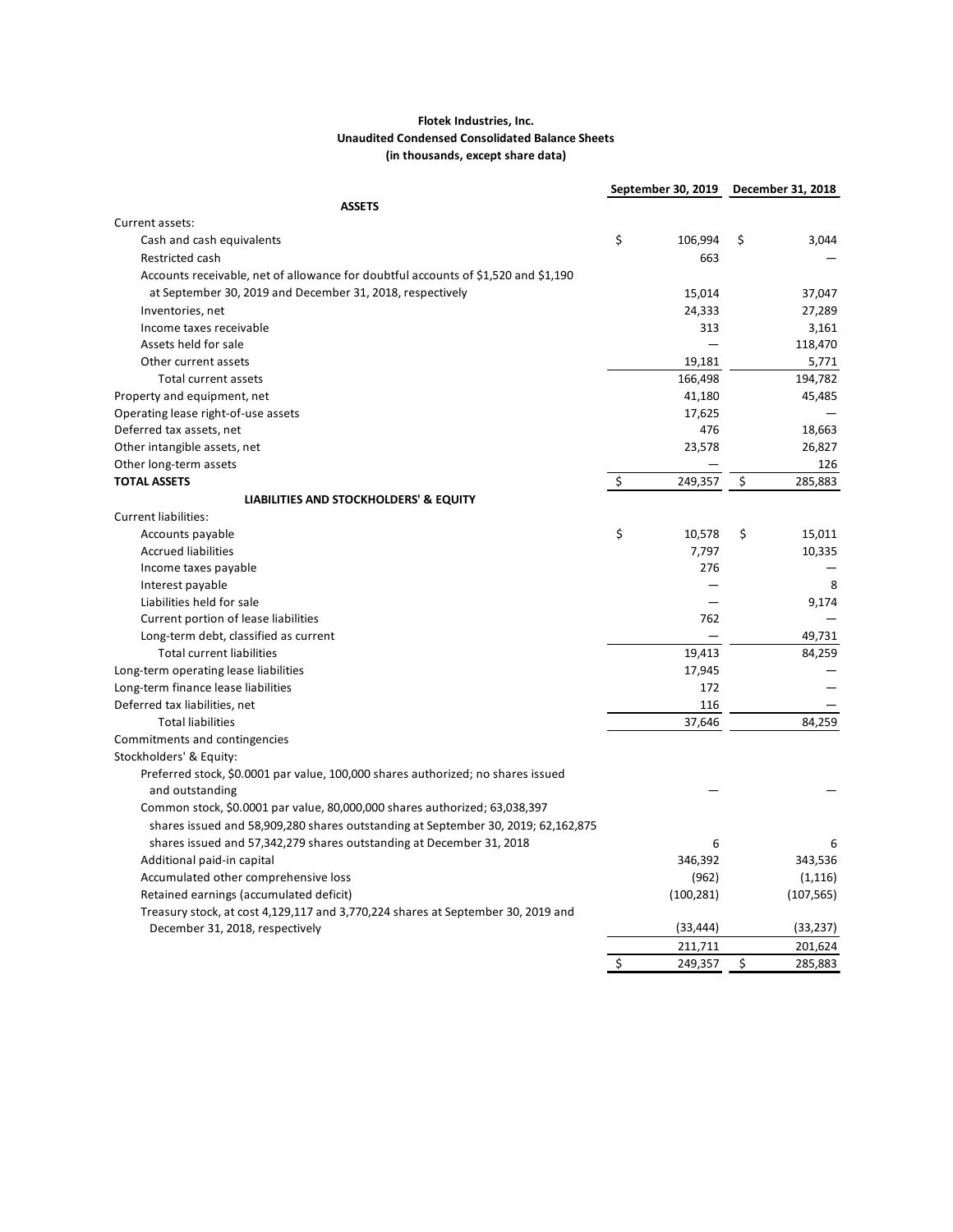**Flotek Industries, Inc.**
**Unaudited Condensed Consolidated Balance Sheets**
**(in thousands, except share data)**

| | September 30, 2019 | December 31, 2018 |
|---|---|---|
| **ASSETS** | | |
| Current assets: | | |
| Cash and cash equivalents | $ 106,994 | $ 3,044 |
| Restricted cash | 663 | — |
| Accounts receivable, net of allowance for doubtful accounts of $1,520 and $1,190 at September 30, 2019 and December 31, 2018, respectively | 15,014 | 37,047 |
| Inventories, net | 24,333 | 27,289 |
| Income taxes receivable | 313 | 3,161 |
| Assets held for sale | — | 118,470 |
| Other current assets | 19,181 | 5,771 |
| Total current assets | 166,498 | 194,782 |
| Property and equipment, net | 41,180 | 45,485 |
| Operating lease right-of-use assets | 17,625 | — |
| Deferred tax assets, net | 476 | 18,663 |
| Other intangible assets, net | 23,578 | 26,827 |
| Other long-term assets | — | 126 |
| **TOTAL ASSETS** | $ 249,357 | $ 285,883 |
| **LIABILITIES AND STOCKHOLDERS' & EQUITY** | | |
| Current liabilities: | | |
| Accounts payable | $ 10,578 | $ 15,011 |
| Accrued liabilities | 7,797 | 10,335 |
| Income taxes payable | 276 | — |
| Interest payable | — | 8 |
| Liabilities held for sale | — | 9,174 |
| Current portion of lease liabilities | 762 | — |
| Long-term debt, classified as current | — | 49,731 |
| Total current liabilities | 19,413 | 84,259 |
| Long-term operating lease liabilities | 17,945 | — |
| Long-term finance lease liabilities | 172 | — |
| Deferred tax liabilities, net | 116 | — |
| Total liabilities | 37,646 | 84,259 |
| Commitments and contingencies | | |
| Stockholders' & Equity: | | |
| Preferred stock, $0.0001 par value, 100,000 shares authorized; no shares issued and outstanding | — | — |
| Common stock, $0.0001 par value, 80,000,000 shares authorized; 63,038,397 shares issued and 58,909,280 shares outstanding at September 30, 2019; 62,162,875 shares issued and 57,342,279 shares outstanding at December 31, 2018 | 6 | 6 |
| Additional paid-in capital | 346,392 | 343,536 |
| Accumulated other comprehensive loss | (962) | (1,116) |
| Retained earnings (accumulated deficit) | (100,281) | (107,565) |
| Treasury stock, at cost 4,129,117 and 3,770,224 shares at September 30, 2019 and December 31, 2018, respectively | (33,444) | (33,237) |
| | 211,711 | 201,624 |
| | $ 249,357 | $ 285,883 |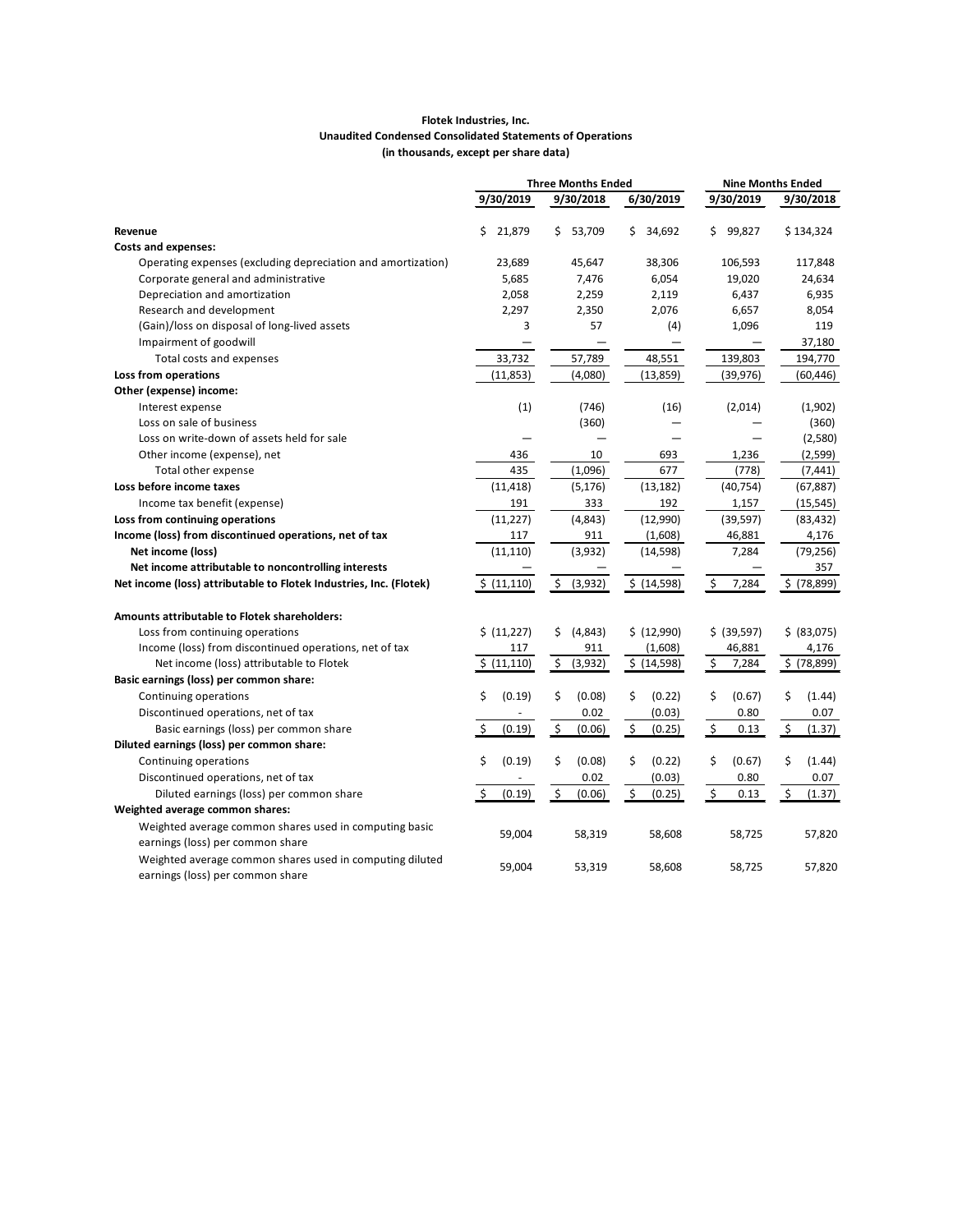**Flotek Industries, Inc.**
**Unaudited Condensed Consolidated Statements of Operations**
**(in thousands, except per share data)**

| | Three Months Ended | | | Nine Months Ended | |
|---|---|---|---|---|---|
| | 9/30/2019 | 9/30/2018 | 6/30/2019 | 9/30/2019 | 9/30/2018 |
| **Revenue** | $ 21,879 | $ 53,709 | $ 34,692 | $ 99,827 | $ 134,324 |
| **Costs and expenses:** | | | | | |
| Operating expenses (excluding depreciation and amortization) | 23,689 | 45,647 | 38,306 | 106,593 | 117,848 |
| Corporate general and administrative | 5,685 | 7,476 | 6,054 | 19,020 | 24,634 |
| Depreciation and amortization | 2,058 | 2,259 | 2,119 | 6,437 | 6,935 |
| Research and development | 2,297 | 2,350 | 2,076 | 6,657 | 8,054 |
| (Gain)/loss on disposal of long-lived assets | 3 | 57 | (4) | 1,096 | 119 |
| Impairment of goodwill | — | — | — | — | 37,180 |
| Total costs and expenses | 33,732 | 57,789 | 48,551 | 139,803 | 194,770 |
| **Loss from operations** | (11,853) | (4,080) | (13,859) | (39,976) | (60,446) |
| **Other (expense) income:** | | | | | |
| Interest expense | (1) | (746) | (16) | (2,014) | (1,902) |
| Loss on sale of business | | (360) | — | — | (360) |
| Loss on write-down of assets held for sale | — | — | — | — | (2,580) |
| Other income (expense), net | 436 | 10 | 693 | 1,236 | (2,599) |
| Total other expense | 435 | (1,096) | 677 | (778) | (7,441) |
| **Loss before income taxes** | (11,418) | (5,176) | (13,182) | (40,754) | (67,887) |
| Income tax benefit (expense) | 191 | 333 | 192 | 1,157 | (15,545) |
| **Loss from continuing operations** | (11,227) | (4,843) | (12,990) | (39,597) | (83,432) |
| **Income (loss) from discontinued operations, net of tax** | 117 | 911 | (1,608) | 46,881 | 4,176 |
| **Net income (loss)** | (11,110) | (3,932) | (14,598) | 7,284 | (79,256) |
| **Net income attributable to noncontrolling interests** | — | — | — | — | 357 |
| **Net income (loss) attributable to Flotek Industries, Inc. (Flotek)** | $ (11,110) | $ (3,932) | $ (14,598) | $ 7,284 | $ (78,899) |
| | | | | | |
| **Amounts attributable to Flotek shareholders:** | | | | | |
| Loss from continuing operations | $ (11,227) | $ (4,843) | $ (12,990) | $ (39,597) | $ (83,075) |
| Income (loss) from discontinued operations, net of tax | 117 | 911 | (1,608) | 46,881 | 4,176 |
| Net income (loss) attributable to Flotek | $ (11,110) | $ (3,932) | $ (14,598) | $ 7,284 | $ (78,899) |
| **Basic earnings (loss) per common share:** | | | | | |
| Continuing operations | $ (0.19) | $ (0.08) | $ (0.22) | $ (0.67) | $ (1.44) |
| Discontinued operations, net of tax | - | 0.02 | (0.03) | 0.80 | 0.07 |
| Basic earnings (loss) per common share | $ (0.19) | $ (0.06) | $ (0.25) | $ 0.13 | $ (1.37) |
| **Diluted earnings (loss) per common share:** | | | | | |
| Continuing operations | $ (0.19) | $ (0.08) | $ (0.22) | $ (0.67) | $ (1.44) |
| Discontinued operations, net of tax | - | 0.02 | (0.03) | 0.80 | 0.07 |
| Diluted earnings (loss) per common share | $ (0.19) | $ (0.06) | $ (0.25) | $ 0.13 | $ (1.37) |
| **Weighted average common shares:** | | | | | |
| Weighted average common shares used in computing basic earnings (loss) per common share | 59,004 | 58,319 | 58,608 | 58,725 | 57,820 |
| Weighted average common shares used in computing diluted earnings (loss) per common share | 59,004 | 53,319 | 58,608 | 58,725 | 57,820 |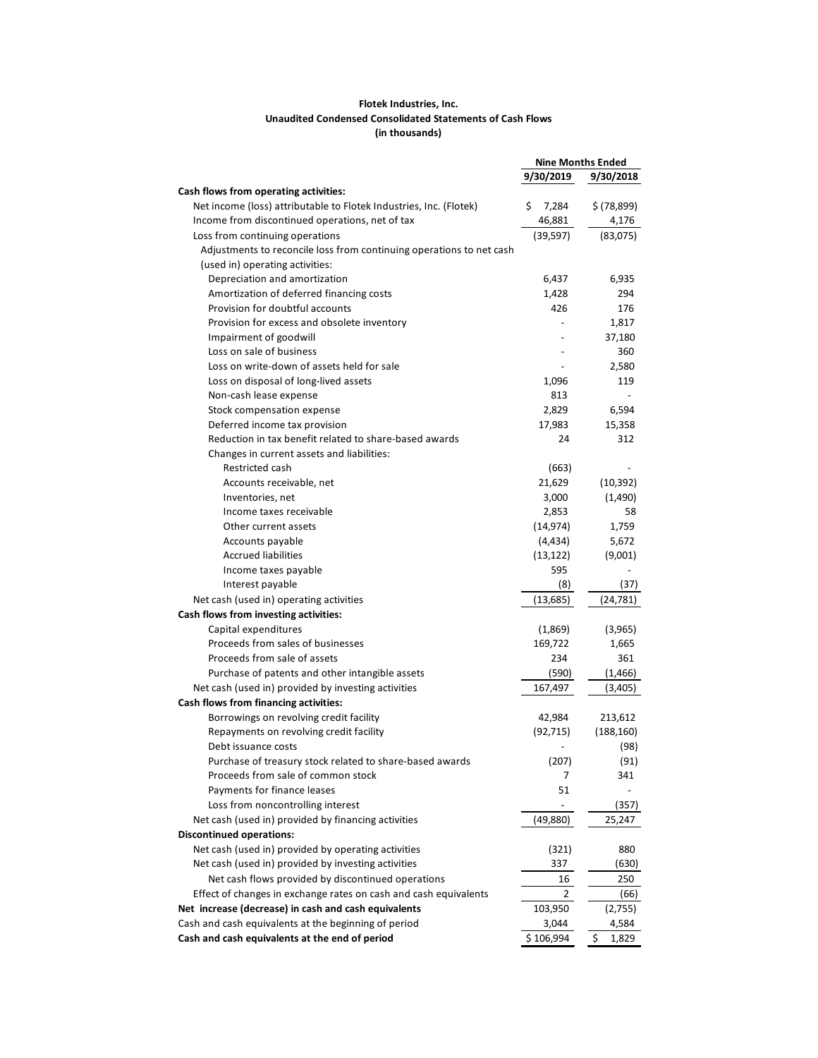**Flotek Industries, Inc.**
**Unaudited Condensed Consolidated Statements of Cash Flows**
**(in thousands)**

| | Nine Months Ended | |
|---|---|---|
| | 9/30/2019 | 9/30/2018 |
| **Cash flows from operating activities:** | | |
| Net income (loss) attributable to Flotek Industries, Inc. (Flotek) | $ 7,284 | $ (78,899) |
| Income from discontinued operations, net of tax | 46,881 | 4,176 |
| Loss from continuing operations | (39,597) | (83,075) |
| Adjustments to reconcile loss from continuing operations to net cash (used in) operating activities: | | |
| Depreciation and amortization | 6,437 | 6,935 |
| Amortization of deferred financing costs | 1,428 | 294 |
| Provision for doubtful accounts | 426 | 176 |
| Provision for excess and obsolete inventory | - | 1,817 |
| Impairment of goodwill | - | 37,180 |
| Loss on sale of business | - | 360 |
| Loss on write-down of assets held for sale | - | 2,580 |
| Loss on disposal of long-lived assets | 1,096 | 119 |
| Non-cash lease expense | 813 | - |
| Stock compensation expense | 2,829 | 6,594 |
| Deferred income tax provision | 17,983 | 15,358 |
| Reduction in tax benefit related to share-based awards | 24 | 312 |
| Changes in current assets and liabilities: | | |
| Restricted cash | (663) | - |
| Accounts receivable, net | 21,629 | (10,392) |
| Inventories, net | 3,000 | (1,490) |
| Income taxes receivable | 2,853 | 58 |
| Other current assets | (14,974) | 1,759 |
| Accounts payable | (4,434) | 5,672 |
| Accrued liabilities | (13,122) | (9,001) |
| Income taxes payable | 595 | - |
| Interest payable | (8) | (37) |
| Net cash (used in) operating activities | (13,685) | (24,781) |
| **Cash flows from investing activities:** | | |
| Capital expenditures | (1,869) | (3,965) |
| Proceeds from sales of businesses | 169,722 | 1,665 |
| Proceeds from sale of assets | 234 | 361 |
| Purchase of patents and other intangible assets | (590) | (1,466) |
| Net cash (used in) provided by investing activities | 167,497 | (3,405) |
| **Cash flows from financing activities:** | | |
| Borrowings on revolving credit facility | 42,984 | 213,612 |
| Repayments on revolving credit facility | (92,715) | (188,160) |
| Debt issuance costs | - | (98) |
| Purchase of treasury stock related to share-based awards | (207) | (91) |
| Proceeds from sale of common stock | 7 | 341 |
| Payments for finance leases | 51 | - |
| Loss from noncontrolling interest | - | (357) |
| Net cash (used in) provided by financing activities | (49,880) | 25,247 |
| **Discontinued operations:** | | |
| Net cash (used in) provided by operating activities | (321) | 880 |
| Net cash (used in) provided by investing activities | 337 | (630) |
| Net cash flows provided by discontinued operations | 16 | 250 |
| Effect of changes in exchange rates on cash and cash equivalents | 2 | (66) |
| **Net increase (decrease) in cash and cash equivalents** | 103,950 | (2,755) |
| Cash and cash equivalents at the beginning of period | 3,044 | 4,584 |
| **Cash and cash equivalents at the end of period** | $ 106,994 | $ 1,829 |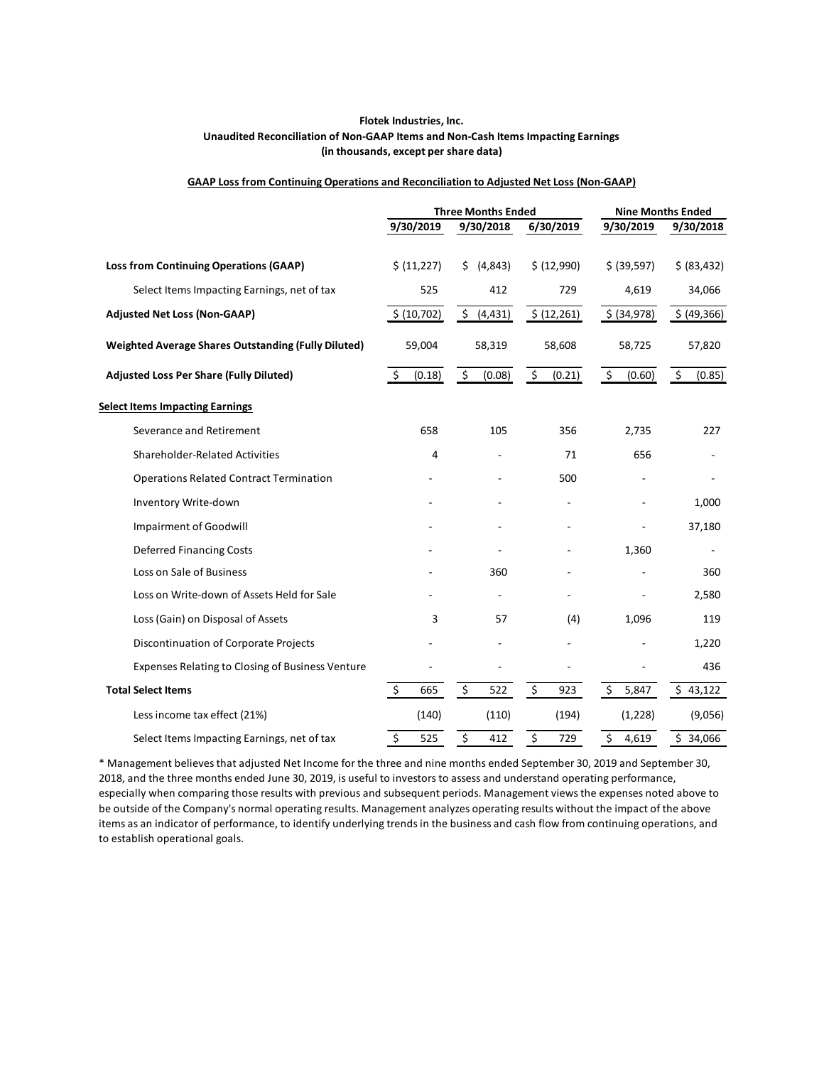**Flotek Industries, Inc.**
**Unaudited Reconciliation of Non-GAAP Items and Non-Cash Items Impacting Earnings**
**(in thousands, except per share data)**

**GAAP Loss from Continuing Operations and Reconciliation to Adjusted Net Loss (Non-GAAP)**

| | Three Months Ended | | | Nine Months Ended | |
|---|---|---|---|---|---|
| | 9/30/2019 | 9/30/2018 | 6/30/2019 | 9/30/2019 | 9/30/2018 |
| **Loss from Continuing Operations (GAAP)** | $ (11,227) | $ (4,843) | $ (12,990) | $ (39,597) | $ (83,432) |
| Select Items Impacting Earnings, net of tax | 525 | 412 | 729 | 4,619 | 34,066 |
| **Adjusted Net Loss (Non-GAAP)** | $ (10,702) | $ (4,431) | $ (12,261) | $ (34,978) | $ (49,366) |
| **Weighted Average Shares Outstanding (Fully Diluted)** | 59,004 | 58,319 | 58,608 | 58,725 | 57,820 |
| **Adjusted Loss Per Share (Fully Diluted)** | $ (0.18) | $ (0.08) | $ (0.21) | $ (0.60) | $ (0.85) |
| **Select Items Impacting Earnings** | | | | | |
| Severance and Retirement | 658 | 105 | 356 | 2,735 | 227 |
| Shareholder-Related Activities | 4 | - | 71 | 656 | - |
| Operations Related Contract Termination | - | - | 500 | - | - |
| Inventory Write-down | - | - | - | - | 1,000 |
| Impairment of Goodwill | - | - | - | - | 37,180 |
| Deferred Financing Costs | - | - | - | 1,360 | - |
| Loss on Sale of Business | - | 360 | - | - | 360 |
| Loss on Write-down of Assets Held for Sale | - | - | - | - | 2,580 |
| Loss (Gain) on Disposal of Assets | 3 | 57 | (4) | 1,096 | 119 |
| Discontinuation of Corporate Projects | - | - | - | - | 1,220 |
| Expenses Relating to Closing of Business Venture | - | - | - | - | 436 |
| **Total Select Items** | $ 665 | $ 522 | $ 923 | $ 5,847 | $ 43,122 |
| Less income tax effect (21%) | (140) | (110) | (194) | (1,228) | (9,056) |
| Select Items Impacting Earnings, net of tax | $ 525 | $ 412 | $ 729 | $ 4,619 | $ 34,066 |

* Management believes that adjusted Net Income for the three and nine months ended September 30, 2019 and September 30, 2018, and the three months ended June 30, 2019, is useful to investors to assess and understand operating performance, especially when comparing those results with previous and subsequent periods. Management views the expenses noted above to be outside of the Company's normal operating results. Management analyzes operating results without the impact of the above items as an indicator of performance, to identify underlying trends in the business and cash flow from continuing operations, and to establish operational goals.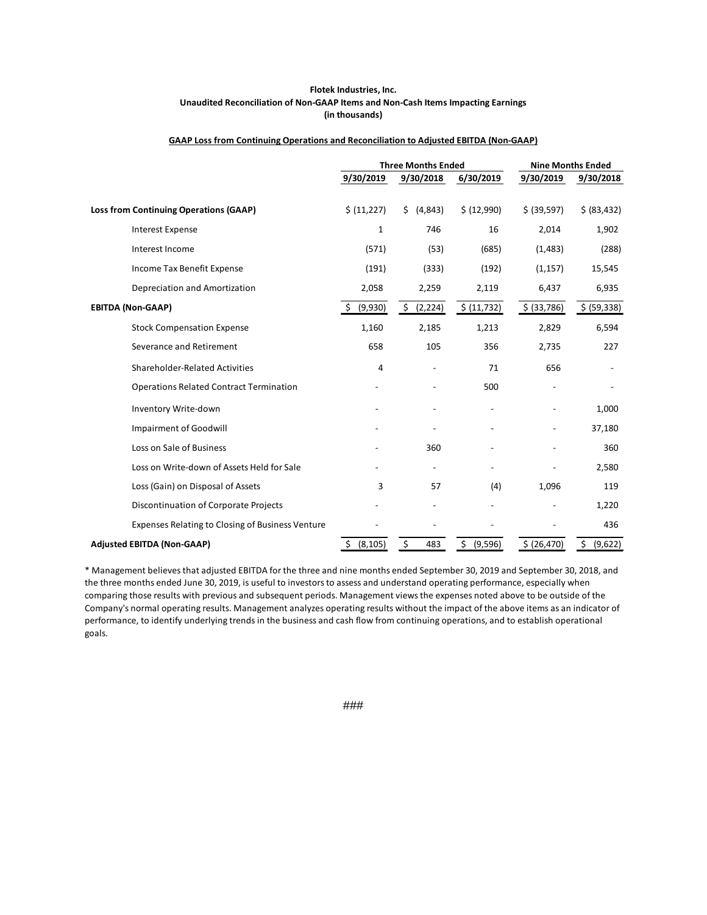**Flotek Industries, Inc.**
**Unaudited Reconciliation of Non-GAAP Items and Non-Cash Items Impacting Earnings**
**(in thousands)**

**GAAP Loss from Continuing Operations and Reconciliation to Adjusted EBITDA (Non-GAAP)**

| | Three Months Ended | | | Nine Months Ended | |
|---|---|---|---|---|---|
| | 9/30/2019 | 9/30/2018 | 6/30/2019 | 9/30/2019 | 9/30/2018 |
| **Loss from Continuing Operations (GAAP)** | $ (11,227) | $ (4,843) | $ (12,990) | $ (39,597) | $ (83,432) |
| Interest Expense | 1 | 746 | 16 | 2,014 | 1,902 |
| Interest Income | (571) | (53) | (685) | (1,483) | (288) |
| Income Tax Benefit Expense | (191) | (333) | (192) | (1,157) | 15,545 |
| Depreciation and Amortization | 2,058 | 2,259 | 2,119 | 6,437 | 6,935 |
| **EBITDA (Non-GAAP)** | $ (9,930) | $ (2,224) | $ (11,732) | $ (33,786) | $ (59,338) |
| Stock Compensation Expense | 1,160 | 2,185 | 1,213 | 2,829 | 6,594 |
| Severance and Retirement | 658 | 105 | 356 | 2,735 | 227 |
| Shareholder-Related Activities | 4 | - | 71 | 656 | - |
| Operations Related Contract Termination | - | - | 500 | - | - |
| Inventory Write-down | - | - | - | - | 1,000 |
| Impairment of Goodwill | - | - | - | - | 37,180 |
| Loss on Sale of Business | - | 360 | - | - | 360 |
| Loss on Write-down of Assets Held for Sale | - | - | - | - | 2,580 |
| Loss (Gain) on Disposal of Assets | 3 | 57 | (4) | 1,096 | 119 |
| Discontinuation of Corporate Projects | - | - | - | - | 1,220 |
| Expenses Relating to Closing of Business Venture | - | - | - | - | 436 |
| **Adjusted EBITDA (Non-GAAP)** | $ (8,105) | $ 483 | $ (9,596) | $ (26,470) | $ (9,622) |

* Management believes that adjusted EBITDA for the three and nine months ended September 30, 2019 and September 30, 2018, and the three months ended June 30, 2019, is useful to investors to assess and understand operating performance, especially when comparing those results with previous and subsequent periods. Management views the expenses noted above to be outside of the Company's normal operating results. Management analyzes operating results without the impact of the above items as an indicator of performance, to identify underlying trends in the business and cash flow from continuing operations, and to establish operational goals.

###